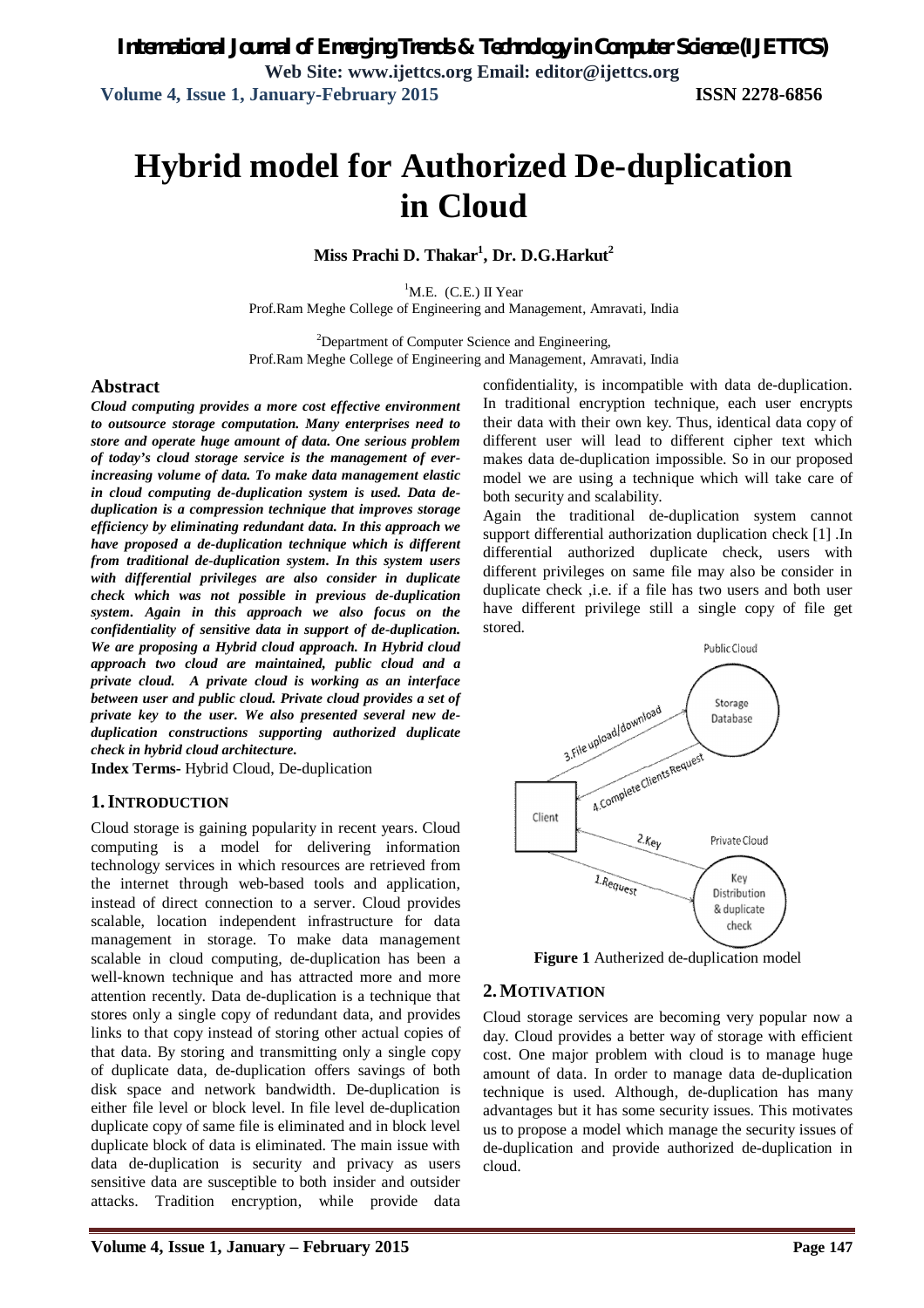# Hybrid model for Authorized De-duplication in Cloud

**Miss Prachi D. Thakar[1], Dr. D.G.Harkut[2]**

[1]M.E. (C.E.) II Year
Prof.Ram Meghe College of Engineering and Management, Amravati, India

[2]Department of Computer Science and Engineering,
Prof.Ram Meghe College of Engineering and Management, Amravati, India

## Abstract

***Cloud computing provides a more cost effective environment to outsource storage computation. Many enterprises need to store and operate huge amount of data. One serious problem of today's cloud storage service is the management of ever-increasing volume of data. To make data management elastic in cloud computing de-duplication system is used. Data de-duplication is a compression technique that improves storage efficiency by eliminating redundant data. In this approach we have proposed a de-duplication technique which is different from traditional de-duplication system. In this system users with differential privileges are also consider in duplicate check which was not possible in previous de-duplication system. Again in this approach we also focus on the confidentiality of sensitive data in support of de-duplication. We are proposing a Hybrid cloud approach. In Hybrid cloud approach two cloud are maintained, public cloud and a private cloud. A private cloud is working as an interface between user and public cloud. Private cloud provides a set of private key to the user. We also presented several new de-duplication constructions supporting authorized duplicate check in hybrid cloud architecture.***

**Index Terms-** Hybrid Cloud, De-duplication

## 1. INTRODUCTION

Cloud storage is gaining popularity in recent years. Cloud computing is a model for delivering information technology services in which resources are retrieved from the internet through web-based tools and application, instead of direct connection to a server. Cloud provides scalable, location independent infrastructure for data management in storage. To make data management scalable in cloud computing, de-duplication has been a well-known technique and has attracted more and more attention recently. Data de-duplication is a technique that stores only a single copy of redundant data, and provides links to that copy instead of storing other actual copies of that data. By storing and transmitting only a single copy of duplicate data, de-duplication offers savings of both disk space and network bandwidth. De-duplication is either file level or block level. In file level de-duplication duplicate copy of same file is eliminated and in block level duplicate block of data is eliminated. The main issue with data de-duplication is security and privacy as users sensitive data are susceptible to both insider and outsider attacks. Tradition encryption, while provide data confidentiality, is incompatible with data de-duplication. In traditional encryption technique, each user encrypts their data with their own key. Thus, identical data copy of different user will lead to different cipher text which makes data de-duplication impossible. So in our proposed model we are using a technique which will take care of both security and scalability.

Again the traditional de-duplication system cannot support differential authorization duplication check [1] .In differential authorized duplicate check, users with different privileges on same file may also be consider in duplicate check ,i.e. if a file has two users and both user have different privilege still a single copy of file get stored.

Public Cloud

Storage Database

3.File upload/download

4.Complete Clients Request

Client

2.Key

Private Cloud

1.Request

Key Distribution & duplicate check

**Figure 1** Autherized de-duplication model

## 2. MOTIVATION

Cloud storage services are becoming very popular now a day. Cloud provides a better way of storage with efficient cost. One major problem with cloud is to manage huge amount of data. In order to manage data de-duplication technique is used. Although, de-duplication has many advantages but it has some security issues. This motivates us to propose a model which manage the security issues of de-duplication and provide authorized de-duplication in cloud.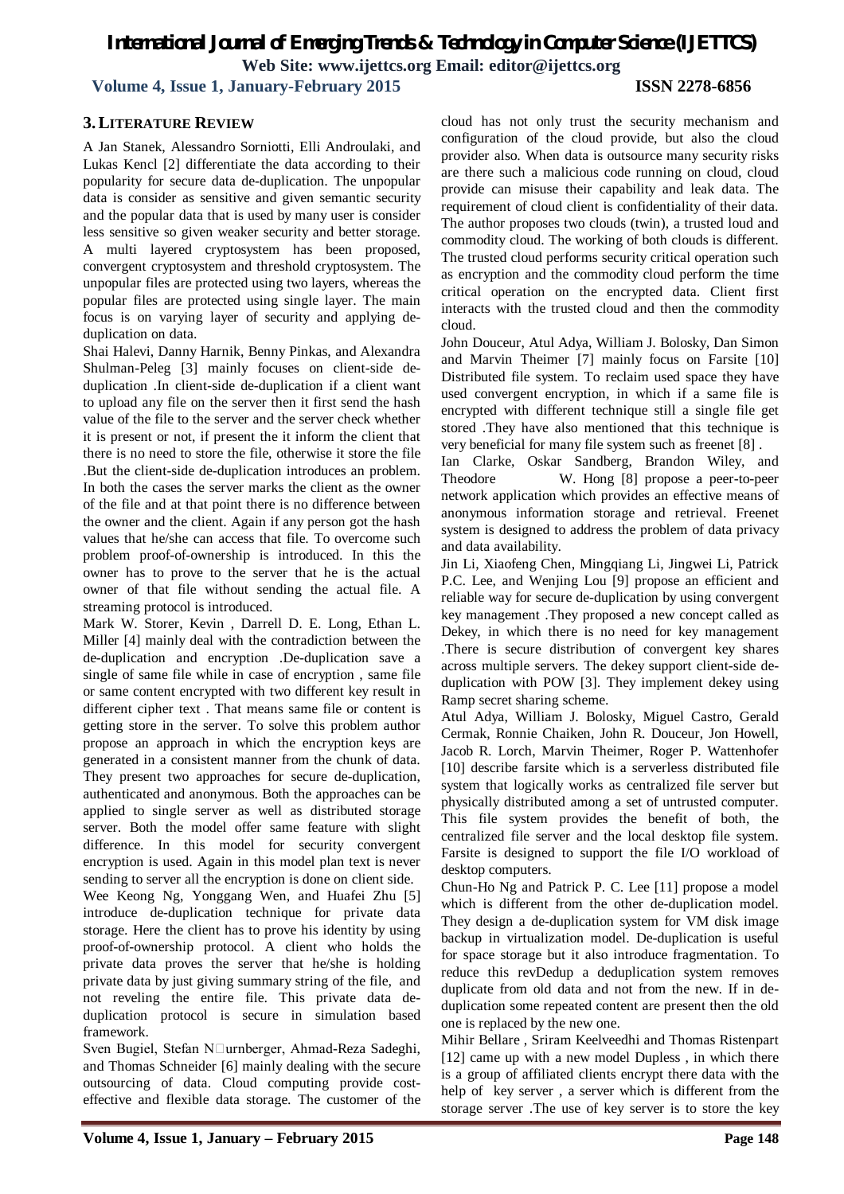## 3. LITERATURE REVIEW

A Jan Stanek, Alessandro Sorniotti, Elli Androulaki, and Lukas Kencl [2] differentiate the data according to their popularity for secure data de-duplication. The unpopular data is consider as sensitive and given semantic security and the popular data that is used by many user is consider less sensitive so given weaker security and better storage. A multi layered cryptosystem has been proposed, convergent cryptosystem and threshold cryptosystem. The unpopular files are protected using two layers, whereas the popular files are protected using single layer. The main focus is on varying layer of security and applying de-duplication on data.

Shai Halevi, Danny Harnik, Benny Pinkas, and Alexandra Shulman-Peleg [3] mainly focuses on client-side de-duplication .In client-side de-duplication if a client want to upload any file on the server then it first send the hash value of the file to the server and the server check whether it is present or not, if present the it inform the client that there is no need to store the file, otherwise it store the file .But the client-side de-duplication introduces an problem. In both the cases the server marks the client as the owner of the file and at that point there is no difference between the owner and the client. Again if any person got the hash values that he/she can access that file. To overcome such problem proof-of-ownership is introduced. In this the owner has to prove to the server that he is the actual owner of that file without sending the actual file. A streaming protocol is introduced.

Mark W. Storer, Kevin , Darrell D. E. Long, Ethan L. Miller [4] mainly deal with the contradiction between the de-duplication and encryption .De-duplication save a single of same file while in case of encryption , same file or same content encrypted with two different key result in different cipher text . That means same file or content is getting store in the server. To solve this problem author propose an approach in which the encryption keys are generated in a consistent manner from the chunk of data. They present two approaches for secure de-duplication, authenticated and anonymous. Both the approaches can be applied to single server as well as distributed storage server. Both the model offer same feature with slight difference. In this model for security convergent encryption is used. Again in this model plan text is never sending to server all the encryption is done on client side.

Wee Keong Ng, Yonggang Wen, and Huafei Zhu [5] introduce de-duplication technique for private data storage. Here the client has to prove his identity by using proof-of-ownership protocol. A client who holds the private data proves the server that he/she is holding private data by just giving summary string of the file, and not reveling the entire file. This private data de-duplication protocol is secure in simulation based framework.

Sven Bugiel, Stefan N□urnberger, Ahmad-Reza Sadeghi, and Thomas Schneider [6] mainly dealing with the secure outsourcing of data. Cloud computing provide cost-effective and flexible data storage. The customer of the cloud has not only trust the security mechanism and configuration of the cloud provide, but also the cloud provider also. When data is outsource many security risks are there such a malicious code running on cloud, cloud provide can misuse their capability and leak data. The requirement of cloud client is confidentiality of their data. The author proposes two clouds (twin), a trusted loud and commodity cloud. The working of both clouds is different. The trusted cloud performs security critical operation such as encryption and the commodity cloud perform the time critical operation on the encrypted data. Client first interacts with the trusted cloud and then the commodity cloud.

John Douceur, Atul Adya, William J. Bolosky, Dan Simon and Marvin Theimer [7] mainly focus on Farsite [10] Distributed file system. To reclaim used space they have used convergent encryption, in which if a same file is encrypted with different technique still a single file get stored .They have also mentioned that this technique is very beneficial for many file system such as freenet [8] .

Ian Clarke, Oskar Sandberg, Brandon Wiley, and Theodore W. Hong [8] propose a peer-to-peer network application which provides an effective means of anonymous information storage and retrieval. Freenet system is designed to address the problem of data privacy and data availability.

Jin Li, Xiaofeng Chen, Mingqiang Li, Jingwei Li, Patrick P.C. Lee, and Wenjing Lou [9] propose an efficient and reliable way for secure de-duplication by using convergent key management .They proposed a new concept called as Dekey, in which there is no need for key management .There is secure distribution of convergent key shares across multiple servers. The dekey support client-side de-duplication with POW [3]. They implement dekey using Ramp secret sharing scheme.

Atul Adya, William J. Bolosky, Miguel Castro, Gerald Cermak, Ronnie Chaiken, John R. Douceur, Jon Howell, Jacob R. Lorch, Marvin Theimer, Roger P. Wattenhofer [10] describe farsite which is a serverless distributed file system that logically works as centralized file server but physically distributed among a set of untrusted computer. This file system provides the benefit of both, the centralized file server and the local desktop file system. Farsite is designed to support the file I/O workload of desktop computers.

Chun-Ho Ng and Patrick P. C. Lee [11] propose a model which is different from the other de-duplication model. They design a de-duplication system for VM disk image backup in virtualization model. De-duplication is useful for space storage but it also introduce fragmentation. To reduce this revDedup a deduplication system removes duplicate from old data and not from the new. If in de-duplication some repeated content are present then the old one is replaced by the new one.

Mihir Bellare , Sriram Keelveedhi and Thomas Ristenpart [12] came up with a new model Dupless , in which there is a group of affiliated clients encrypt there data with the help of key server , a server which is different from the storage server .The use of key server is to store the key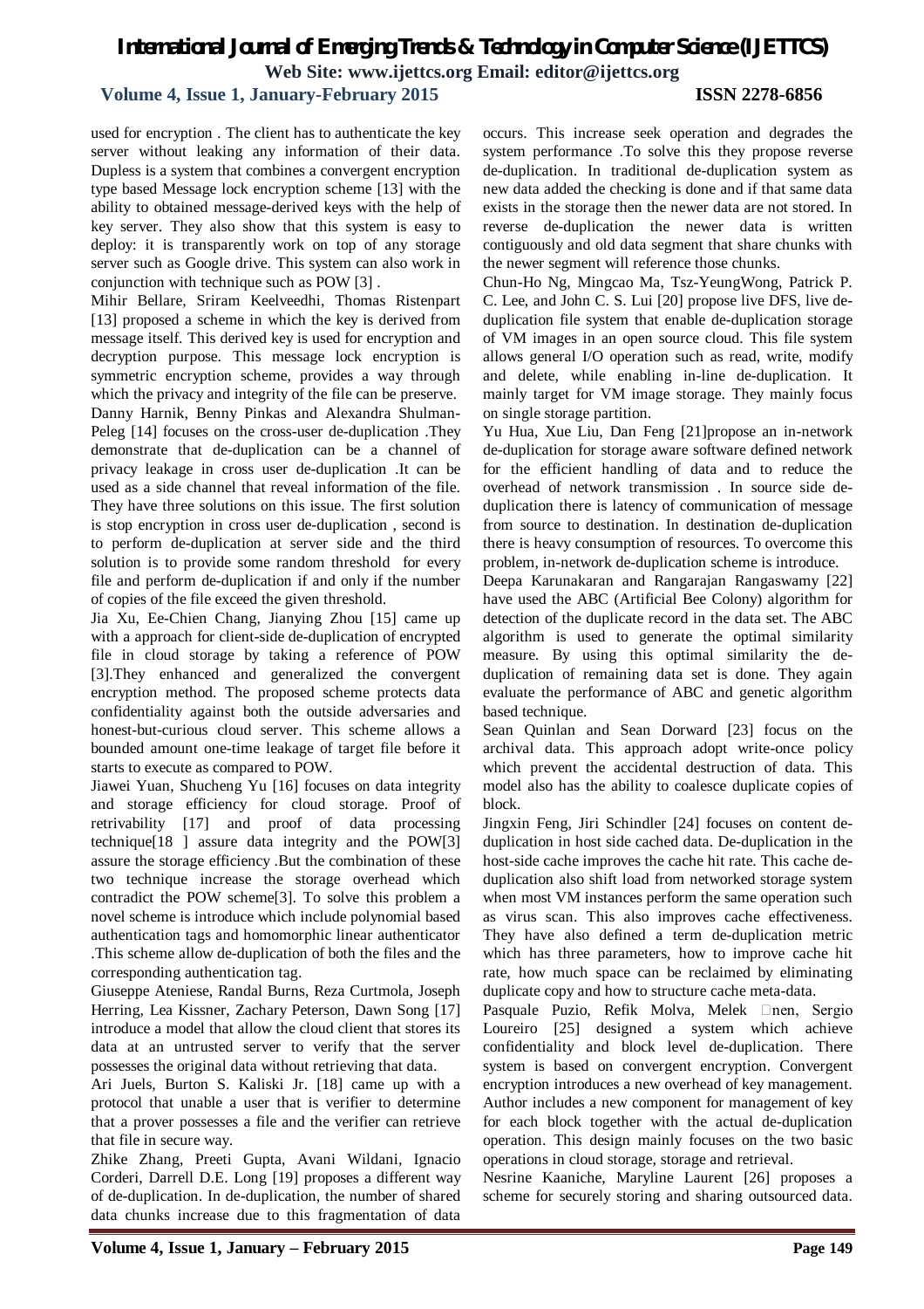used for encryption . The client has to authenticate the key server without leaking any information of their data. Dupless is a system that combines a convergent encryption type based Message lock encryption scheme [13] with the ability to obtained message-derived keys with the help of key server. They also show that this system is easy to deploy: it is transparently work on top of any storage server such as Google drive. This system can also work in conjunction with technique such as POW [3] .

Mihir Bellare, Sriram Keelveedhi, Thomas Ristenpart [13] proposed a scheme in which the key is derived from message itself. This derived key is used for encryption and decryption purpose. This message lock encryption is symmetric encryption scheme, provides a way through which the privacy and integrity of the file can be preserve.

Danny Harnik, Benny Pinkas and Alexandra Shulman-Peleg [14] focuses on the cross-user de-duplication .They demonstrate that de-duplication can be a channel of privacy leakage in cross user de-duplication .It can be used as a side channel that reveal information of the file. They have three solutions on this issue. The first solution is stop encryption in cross user de-duplication , second is to perform de-duplication at server side and the third solution is to provide some random threshold for every file and perform de-duplication if and only if the number of copies of the file exceed the given threshold.

Jia Xu, Ee-Chien Chang, Jianying Zhou [15] came up with a approach for client-side de-duplication of encrypted file in cloud storage by taking a reference of POW [3].They enhanced and generalized the convergent encryption method. The proposed scheme protects data confidentiality against both the outside adversaries and honest-but-curious cloud server. This scheme allows a bounded amount one-time leakage of target file before it starts to execute as compared to POW.

Jiawei Yuan, Shucheng Yu [16] focuses on data integrity and storage efficiency for cloud storage. Proof of retrivability [17] and proof of data processing technique[18 ] assure data integrity and the POW[3] assure the storage efficiency .But the combination of these two technique increase the storage overhead which contradict the POW scheme[3]. To solve this problem a novel scheme is introduce which include polynomial based authentication tags and homomorphic linear authenticator .This scheme allow de-duplication of both the files and the corresponding authentication tag.

Giuseppe Ateniese, Randal Burns, Reza Curtmola, Joseph Herring, Lea Kissner, Zachary Peterson, Dawn Song [17] introduce a model that allow the cloud client that stores its data at an untrusted server to verify that the server possesses the original data without retrieving that data.

Ari Juels, Burton S. Kaliski Jr. [18] came up with a protocol that unable a user that is verifier to determine that a prover possesses a file and the verifier can retrieve that file in secure way.

Zhike Zhang, Preeti Gupta, Avani Wildani, Ignacio Corderi, Darrell D.E. Long [19] proposes a different way of de-duplication. In de-duplication, the number of shared data chunks increase due to this fragmentation of data occurs. This increase seek operation and degrades the system performance .To solve this they propose reverse de-duplication. In traditional de-duplication system as new data added the checking is done and if that same data exists in the storage then the newer data are not stored. In reverse de-duplication the newer data is written contiguously and old data segment that share chunks with the newer segment will reference those chunks.

Chun-Ho Ng, Mingcao Ma, Tsz-YeungWong, Patrick P. C. Lee, and John C. S. Lui [20] propose live DFS, live de-duplication file system that enable de-duplication storage of VM images in an open source cloud. This file system allows general I/O operation such as read, write, modify and delete, while enabling in-line de-duplication. It mainly target for VM image storage. They mainly focus on single storage partition.

Yu Hua, Xue Liu, Dan Feng [21]propose an in-network de-duplication for storage aware software defined network for the efficient handling of data and to reduce the overhead of network transmission . In source side de-duplication there is latency of communication of message from source to destination. In destination de-duplication there is heavy consumption of resources. To overcome this problem, in-network de-duplication scheme is introduce.

Deepa Karunakaran and Rangarajan Rangaswamy [22] have used the ABC (Artificial Bee Colony) algorithm for detection of the duplicate record in the data set. The ABC algorithm is used to generate the optimal similarity measure. By using this optimal similarity the de-duplication of remaining data set is done. They again evaluate the performance of ABC and genetic algorithm based technique.

Sean Quinlan and Sean Dorward [23] focus on the archival data. This approach adopt write-once policy which prevent the accidental destruction of data. This model also has the ability to coalesce duplicate copies of block.

Jingxin Feng, Jiri Schindler [24] focuses on content de-duplication in host side cached data. De-duplication in the host-side cache improves the cache hit rate. This cache de-duplication also shift load from networked storage system when most VM instances perform the same operation such as virus scan. This also improves cache effectiveness. They have also defined a term de-duplication metric which has three parameters, how to improve cache hit rate, how much space can be reclaimed by eliminating duplicate copy and how to structure cache meta-data.

Pasquale Puzio, Refik Molva, Melek nen, Sergio Loureiro [25] designed a system which achieve confidentiality and block level de-duplication. There system is based on convergent encryption. Convergent encryption introduces a new overhead of key management. Author includes a new component for management of key for each block together with the actual de-duplication operation. This design mainly focuses on the two basic operations in cloud storage, storage and retrieval.

Nesrine Kaaniche, Maryline Laurent [26] proposes a scheme for securely storing and sharing outsourced data.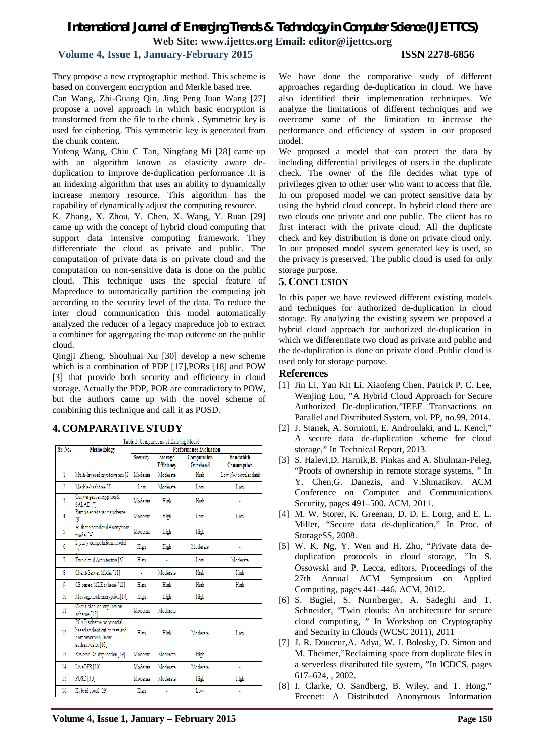They propose a new cryptographic method. This scheme is based on convergent encryption and Merkle based tree.

Can Wang, Zhi-Guang Qin, Jing Peng Juan Wang [27] propose a novel approach in which basic encryption is transformed from the file to the chunk . Symmetric key is used for ciphering. This symmetric key is generated from the chunk content.

Yufeng Wang, Chiu C Tan, Ningfang Mi [28] came up with an algorithm known as elasticity aware de-duplication to improve de-duplication performance .It is an indexing algorithm that uses an ability to dynamically increase memory resource. This algorithm has the capability of dynamically adjust the computing resource.

K. Zhang, X. Zhou, Y. Chen, X. Wang, Y. Ruan [29] came up with the concept of hybrid cloud computing that support data intensive computing framework. They differentiate the cloud as private and public. The computation of private data is on private cloud and the computation on non-sensitive data is done on the public cloud. This technique uses the special feature of Mapreduce to automatically partition the computing job according to the security level of the data. To reduce the inter cloud communication this model automatically analyzed the reducer of a legacy mapreduce job to extract a combiner for aggregating the map outcome on the public cloud.

Qingji Zheng, Shouhuai Xu [30] develop a new scheme which is a combination of PDP [17],PORs [18] and POW [3] that provide both security and efficiency in cloud storage. Actually the PDP, POR are contradictory to POW, but the authors came up with the novel scheme of combining this technique and call it as POSD.

## 4. COMPARATIVE STUDY

Table 1: Comparisons of Existing Model

| Sr. No. | Methodology | Performance Evaluation | | | |
|---|---|---|---|---|---|
| | | Security | Storage Efficiency | Computation Overhead | Bandwidth Consumption |
| 1 | Multi-layered cryptosystem [2] | Moderate | Moderate | High | Low (for popular data) |
| 2 | Merkle-hash tree [3] | Low | Moderate | Low | Low |
| 3 | Convergent encryption & SALAD [7] | Moderate | High | High | - |
| 4 | Ramp secret sharing scheme [9] | Moderate | High | Low | Low |
| 5 | Authenticated and Anonymous model [4] | Moderate | High | High | - |
| 6 | 2-party computational model [5] | High | High | Moderate | - |
| 7 | Two cloud Architecture [6] | High | - | Low | Moderate |
| 8 | Client-Server Model [11] | - | Moderate | High | High |
| 9 | CE based MLE scheme [12] | High | High | High | High |
| 10 | Message lock encryption [14] | High | High | High | - |
| 11 | Client-side de-duplication scheme [15] | Moderate | Moderate | - | - |
| 12 | PCAD scheme polynomial based authentication tags and homomorphic linear authenticator [16] | High | High | Moderate | Low |
| 13 | Reverse De-duplication [19] | Moderate | Moderate | High | - |
| 14 | LiveDFS [20] | Moderate | Moderate | Moderate | - |
| 15 | POSD [30] | Moderate | Moderate | High | High |
| 16 | Hybrid cloud [29] | High | - | Low | - |

We have done the comparative study of different approaches regarding de-duplication in cloud. We have also identified their implementation techniques. We analyze the limitations of different techniques and we overcome some of the limitation to increase the performance and efficiency of system in our proposed model.

We proposed a model that can protect the data by including differential privileges of users in the duplicate check. The owner of the file decides what type of privileges given to other user who want to access that file. In our proposed model we can protect sensitive data by using the hybrid cloud concept. In hybrid cloud there are two clouds one private and one public. The client has to first interact with the private cloud. All the duplicate check and key distribution is done on private cloud only. In our proposed model system generated key is used, so the privacy is preserved. The public cloud is used for only storage purpose.

## 5. CONCLUSION

In this paper we have reviewed different existing models and techniques for authorized de-duplication in cloud storage. By analyzing the existing system we proposed a hybrid cloud approach for authorized de-duplication in which we differentiate two cloud as private and public and the de-duplication is done on private cloud .Public cloud is used only for storage purpose.

## References

[1] Jin Li, Yan Kit Li, Xiaofeng Chen, Patrick P. C. Lee, Wenjing Lou, "A Hybrid Cloud Approach for Secure Authorized De-duplication,"IEEE Transactions on Parallel and Distributed System, vol. PP, no.99, 2014.

[2] J. Stanek, A. Sorniotti, E. Androulaki, and L. Kencl," A secure data de-duplication scheme for cloud storage," In Technical Report, 2013.

[3] S. Halevi,D. Harnik,B. Pinkas and A. Shulman-Peleg, "Proofs of ownership in remote storage systems, " In Y. Chen,G. Danezis, and V.Shmatikov. ACM Conference on Computer and Communications Security, pages 491–500. ACM, 2011.

[4] M. W. Storer, K. Greenan, D. D. E. Long, and E. L. Miller, "Secure data de-duplication," In Proc. of StorageSS, 2008.

[5] W. K. Ng, Y. Wen and H. Zhu, "Private data de-duplication protocols in cloud storage, "In S. Ossowski and P. Lecca, editors, Proceedings of the 27th Annual ACM Symposium on Applied Computing, pages 441–446, ACM, 2012.

[6] S. Bugiel, S. Nurnberger, A. Sadeghi and T. Schneider, "Twin clouds: An architecture for secure cloud computing, " In Workshop on Cryptography and Security in Clouds (WCSC 2011), 2011

[7] J. R. Douceur,A. Adya, W. J. Bolosky, D. Simon and M. Theimer,"Reclaiming space from duplicate files in a serverless distributed file system, "In ICDCS, pages 617–624, , 2002.

[8] I. Clarke, O. Sandberg, B. Wiley, and T. Hong," Freenet: A Distributed Anonymous Information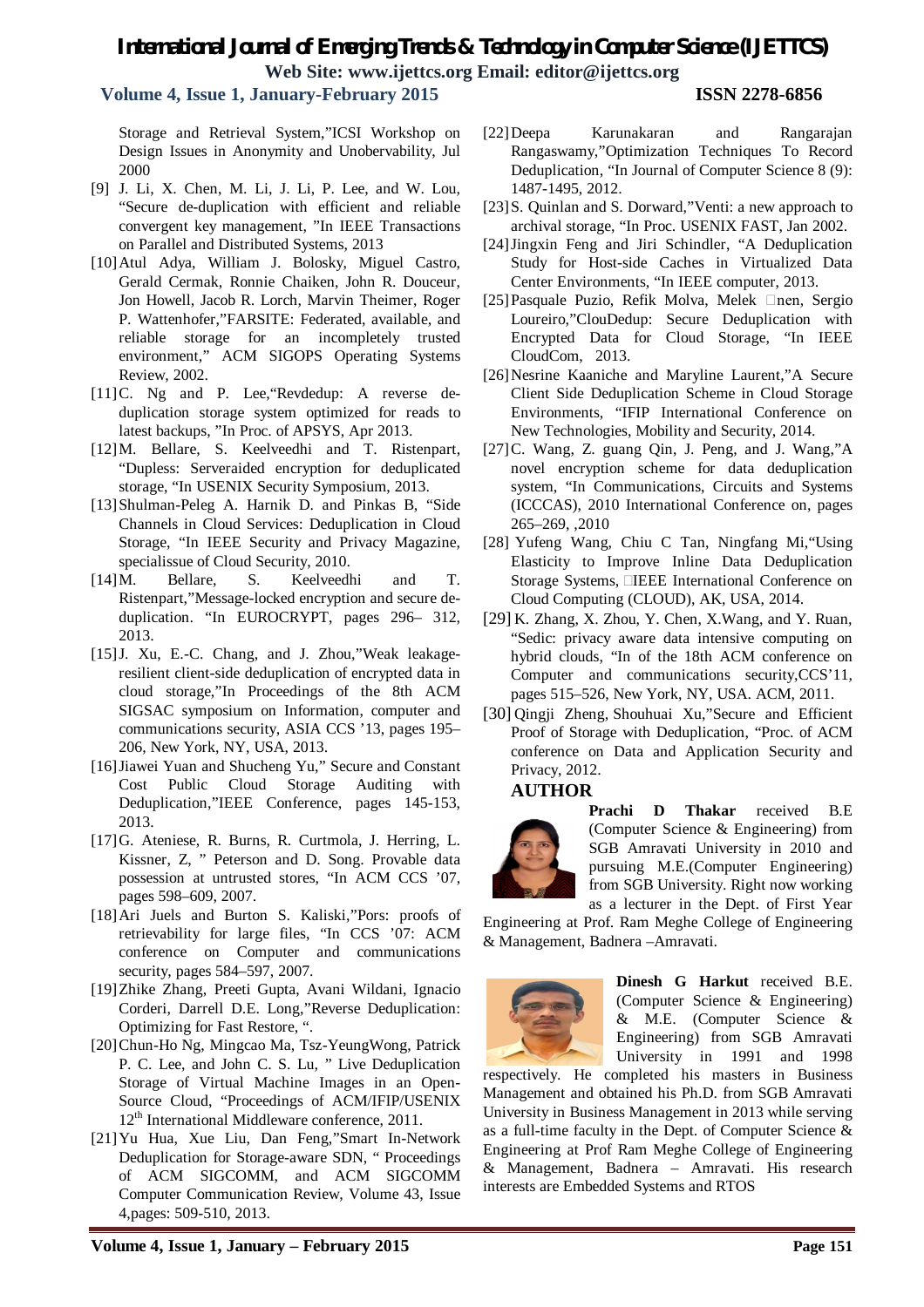Storage and Retrieval System,"ICSI Workshop on Design Issues in Anonymity and Unobervability, Jul 2000

[9] J. Li, X. Chen, M. Li, J. Li, P. Lee, and W. Lou, "Secure de-duplication with efficient and reliable convergent key management, "In IEEE Transactions on Parallel and Distributed Systems, 2013

[10] Atul Adya, William J. Bolosky, Miguel Castro, Gerald Cermak, Ronnie Chaiken, John R. Douceur, Jon Howell, Jacob R. Lorch, Marvin Theimer, Roger P. Wattenhofer,"FARSITE: Federated, available, and reliable storage for an incompletely trusted environment," ACM SIGOPS Operating Systems Review, 2002.

[11] C. Ng and P. Lee,"Revdedup: A reverse de-duplication storage system optimized for reads to latest backups, "In Proc. of APSYS, Apr 2013.

[12] M. Bellare, S. Keelveedhi and T. Ristenpart, "Dupless: Serveraided encryption for deduplicated storage, "In USENIX Security Symposium, 2013.

[13] Shulman-Peleg A. Harnik D. and Pinkas B, "Side Channels in Cloud Services: Deduplication in Cloud Storage, "In IEEE Security and Privacy Magazine, specialissue of Cloud Security, 2010.

[14] M. Bellare, S. Keelveedhi and T. Ristenpart,"Message-locked encryption and secure de-duplication. "In EUROCRYPT, pages 296– 312, 2013.

[15] J. Xu, E.-C. Chang, and J. Zhou,"Weak leakage-resilient client-side deduplication of encrypted data in cloud storage,"In Proceedings of the 8th ACM SIGSAC symposium on Information, computer and communications security, ASIA CCS '13, pages 195–206, New York, NY, USA, 2013.

[16] Jiawei Yuan and Shucheng Yu," Secure and Constant Cost Public Cloud Storage Auditing with Deduplication,"IEEE Conference, pages 145-153, 2013.

[17] G. Ateniese, R. Burns, R. Curtmola, J. Herring, L. Kissner, Z, " Peterson and D. Song. Provable data possession at untrusted stores, "In ACM CCS '07, pages 598–609, 2007.

[18] Ari Juels and Burton S. Kaliski,"Pors: proofs of retrievability for large files, "In CCS '07: ACM conference on Computer and communications security, pages 584–597, 2007.

[19] Zhike Zhang, Preeti Gupta, Avani Wildani, Ignacio Corderi, Darrell D.E. Long,"Reverse Deduplication: Optimizing for Fast Restore, ".

[20] Chun-Ho Ng, Mingcao Ma, Tsz-YeungWong, Patrick P. C. Lee, and John C. S. Lu, " Live Deduplication Storage of Virtual Machine Images in an Open-Source Cloud, "Proceedings of ACM/IFIP/USENIX 12th International Middleware conference, 2011.

[21] Yu Hua, Xue Liu, Dan Feng,"Smart In-Network Deduplication for Storage-aware SDN, " Proceedings of ACM SIGCOMM, and ACM SIGCOMM Computer Communication Review, Volume 43, Issue 4,pages: 509-510, 2013.

[22] Deepa Karunakaran and Rangarajan Rangaswamy,"Optimization Techniques To Record Deduplication, "In Journal of Computer Science 8 (9): 1487-1495, 2012.

[23] S. Quinlan and S. Dorward,"Venti: a new approach to archival storage, "In Proc. USENIX FAST, Jan 2002.

[24] Jingxin Feng and Jiri Schindler, "A Deduplication Study for Host-side Caches in Virtualized Data Center Environments, "In IEEE computer, 2013.

[25] Pasquale Puzio, Refik Molva, Melek Önen, Sergio Loureiro,"ClouDedup: Secure Deduplication with Encrypted Data for Cloud Storage, "In IEEE CloudCom, 2013.

[26] Nesrine Kaaniche and Maryline Laurent,"A Secure Client Side Deduplication Scheme in Cloud Storage Environments, "IFIP International Conference on New Technologies, Mobility and Security, 2014.

[27] C. Wang, Z. guang Qin, J. Peng, and J. Wang,"A novel encryption scheme for data deduplication system, "In Communications, Circuits and Systems (ICCCAS), 2010 International Conference on, pages 265–269, ,2010

[28] Yufeng Wang, Chiu C Tan, Ningfang Mi,"Using Elasticity to Improve Inline Data Deduplication Storage Systems, IEEE International Conference on Cloud Computing (CLOUD), AK, USA, 2014.

[29] K. Zhang, X. Zhou, Y. Chen, X.Wang, and Y. Ruan, "Sedic: privacy aware data intensive computing on hybrid clouds, "In of the 18th ACM conference on Computer and communications security,CCS'11, pages 515–526, New York, NY, USA. ACM, 2011.

[30] Qingji Zheng, Shouhuai Xu,"Secure and Efficient Proof of Storage with Deduplication, "Proc. of ACM conference on Data and Application Security and Privacy, 2012.

## AUTHOR

**Prachi D Thakar** received B.E (Computer Science & Engineering) from SGB Amravati University in 2010 and pursuing M.E.(Computer Engineering) from SGB University. Right now working as a lecturer in the Dept. of First Year Engineering at Prof. Ram Meghe College of Engineering & Management, Badnera –Amravati.

**Dinesh G Harkut** received B.E. (Computer Science & Engineering) & M.E. (Computer Science & Engineering) from SGB Amravati University in 1991 and 1998 respectively. He completed his masters in Business Management and obtained his Ph.D. from SGB Amravati University in Business Management in 2013 while serving as a full-time faculty in the Dept. of Computer Science & Engineering at Prof Ram Meghe College of Engineering & Management, Badnera – Amravati. His research interests are Embedded Systems and RTOS